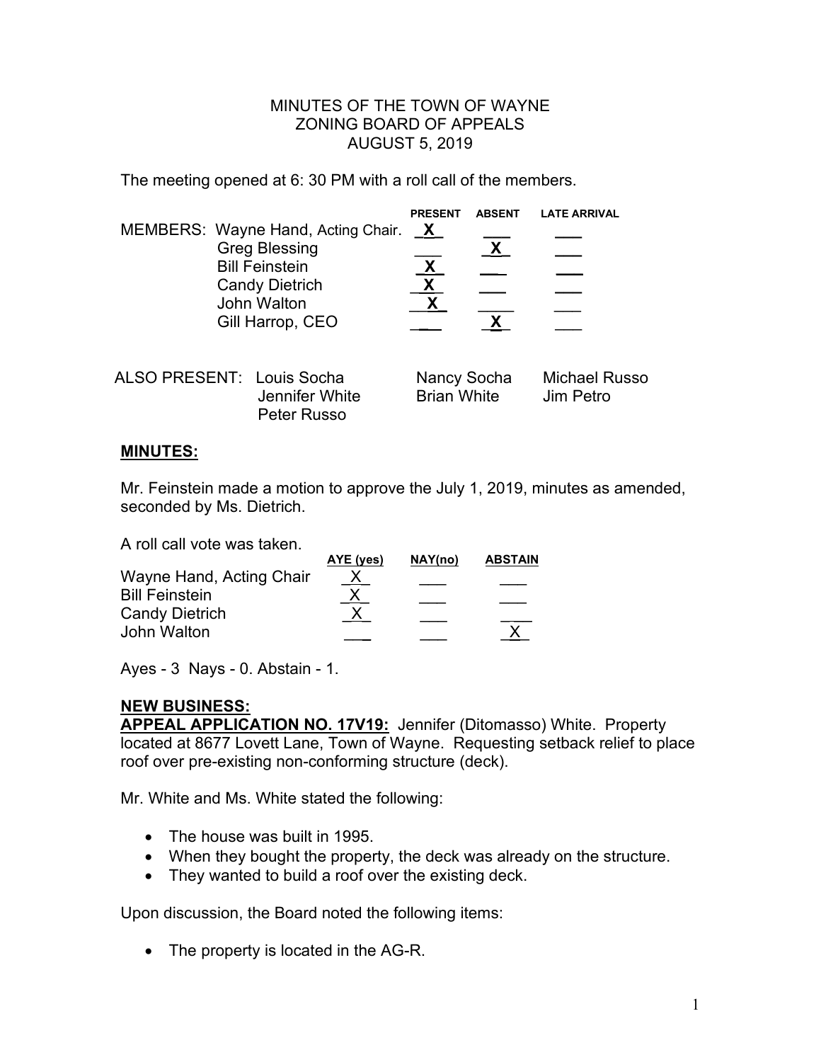MINUTES OF THE TOWN OF WAYNE
ZONING BOARD OF APPEALS
AUGUST 5, 2019

The meeting opened at 6: 30 PM with a roll call of the members.

| MEMBERS: | PRESENT | ABSENT | LATE ARRIVAL |
|---|---|---|---|
| Wayne Hand, Acting Chair. | X | | |
| Greg Blessing | | X | |
| Bill Feinstein | X | | |
| Candy Dietrich | X | | |
| John Walton | X | | |
| Gill Harrop, CEO | | X | |

ALSO PRESENT: Louis Socha, Nancy Socha, Michael Russo, Jennifer White, Brian White, Jim Petro, Peter Russo

**MINUTES:**

Mr. Feinstein made a motion to approve the July 1, 2019, minutes as amended, seconded by Ms. Dietrich.

A roll call vote was taken.

| | AYE (yes) | NAY(no) | ABSTAIN |
|---|---|---|---|
| Wayne Hand, Acting Chair | X | | |
| Bill Feinstein | X | | |
| Candy Dietrich | X | | |
| John Walton | | | X |

Ayes - 3 Nays - 0. Abstain - 1.

**NEW BUSINESS:**

**APPEAL APPLICATION NO. 17V19:** Jennifer (Ditomasso) White. Property located at 8677 Lovett Lane, Town of Wayne. Requesting setback relief to place roof over pre-existing non-conforming structure (deck).

Mr. White and Ms. White stated the following:

- The house was built in 1995.
- When they bought the property, the deck was already on the structure.
- They wanted to build a roof over the existing deck.

Upon discussion, the Board noted the following items:

- The property is located in the AG-R.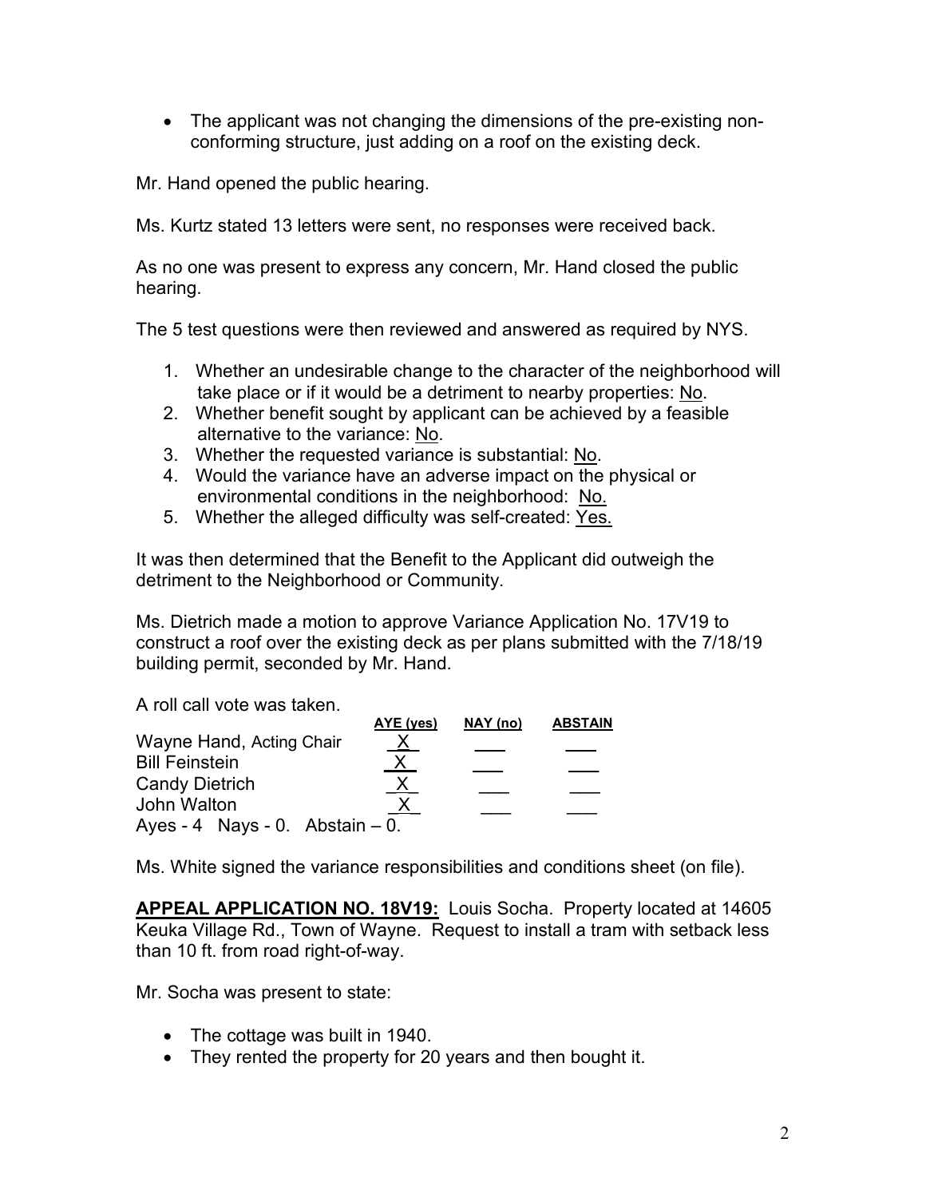- The applicant was not changing the dimensions of the pre-existing non-conforming structure, just adding on a roof on the existing deck.

Mr. Hand opened the public hearing.

Ms. Kurtz stated 13 letters were sent, no responses were received back.

As no one was present to express any concern, Mr. Hand closed the public hearing.

The 5 test questions were then reviewed and answered as required by NYS.

1. Whether an undesirable change to the character of the neighborhood will take place or if it would be a detriment to nearby properties: No.
2. Whether benefit sought by applicant can be achieved by a feasible alternative to the variance: No.
3. Whether the requested variance is substantial: No.
4. Would the variance have an adverse impact on the physical or environmental conditions in the neighborhood: No.
5. Whether the alleged difficulty was self-created: Yes.

It was then determined that the Benefit to the Applicant did outweigh the detriment to the Neighborhood or Community.

Ms. Dietrich made a motion to approve Variance Application No. 17V19 to construct a roof over the existing deck as per plans submitted with the 7/18/19 building permit, seconded by Mr. Hand.

A roll call vote was taken.

| | AYE (yes) | NAY (no) | ABSTAIN |
|---|---|---|---|
| Wayne Hand, Acting Chair | X | | |
| Bill Feinstein | X | | |
| Candy Dietrich | X | | |
| John Walton | X | | |

Ayes - 4 Nays - 0. Abstain – 0.

Ms. White signed the variance responsibilities and conditions sheet (on file).

**APPEAL APPLICATION NO. 18V19:** Louis Socha. Property located at 14605 Keuka Village Rd., Town of Wayne. Request to install a tram with setback less than 10 ft. from road right-of-way.

Mr. Socha was present to state:

- The cottage was built in 1940.
- They rented the property for 20 years and then bought it.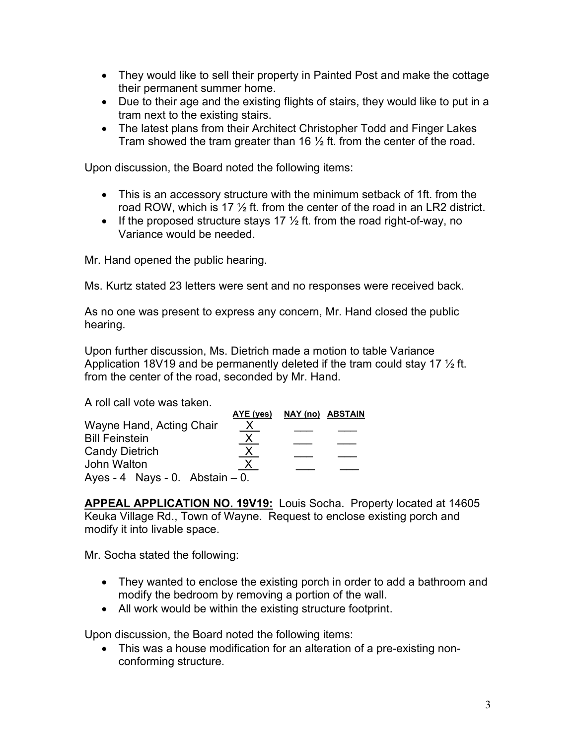- They would like to sell their property in Painted Post and make the cottage their permanent summer home.
- Due to their age and the existing flights of stairs, they would like to put in a tram next to the existing stairs.
- The latest plans from their Architect Christopher Todd and Finger Lakes Tram showed the tram greater than 16 ½ ft. from the center of the road.

Upon discussion, the Board noted the following items:

- This is an accessory structure with the minimum setback of 1ft. from the road ROW, which is 17 ½ ft. from the center of the road in an LR2 district.
- If the proposed structure stays 17 ½ ft. from the road right-of-way, no Variance would be needed.

Mr. Hand opened the public hearing.

Ms. Kurtz stated 23 letters were sent and no responses were received back.

As no one was present to express any concern, Mr. Hand closed the public hearing.

Upon further discussion, Ms. Dietrich made a motion to table Variance Application 18V19 and be permanently deleted if the tram could stay 17 ½ ft. from the center of the road, seconded by Mr. Hand.

A roll call vote was taken.

| | AYE (yes) | NAY (no) | ABSTAIN |
|---|---|---|---|
| Wayne Hand, Acting Chair | X | | |
| Bill Feinstein | X | | |
| Candy Dietrich | X | | |
| John Walton | X | | |

Ayes - 4 Nays - 0. Abstain – 0.

**APPEAL APPLICATION NO. 19V19:** Louis Socha. Property located at 14605 Keuka Village Rd., Town of Wayne. Request to enclose existing porch and modify it into livable space.

Mr. Socha stated the following:

- They wanted to enclose the existing porch in order to add a bathroom and modify the bedroom by removing a portion of the wall.
- All work would be within the existing structure footprint.

Upon discussion, the Board noted the following items:

- This was a house modification for an alteration of a pre-existing non-conforming structure.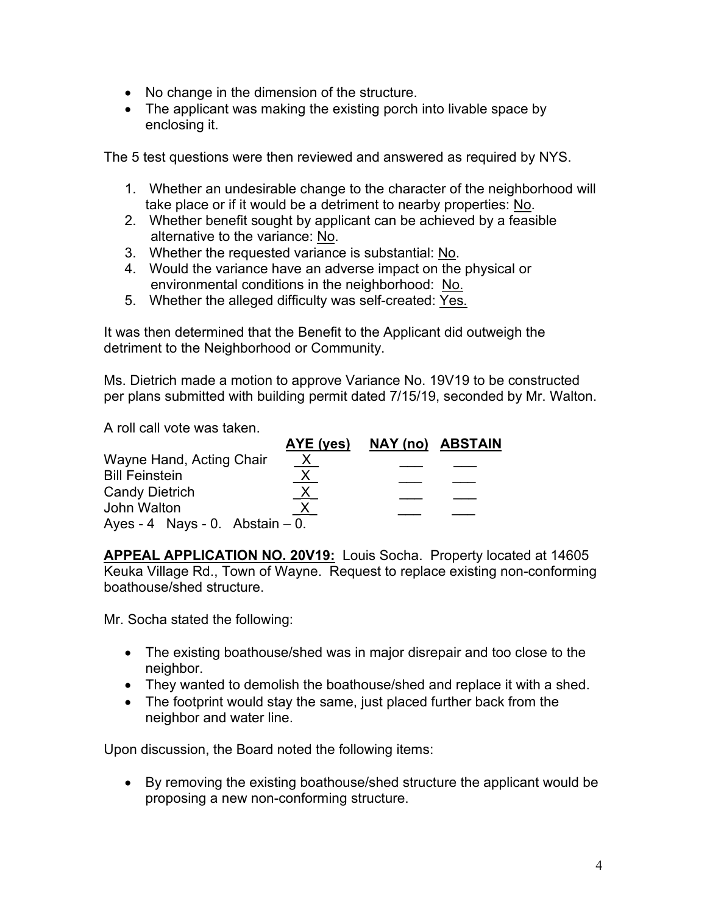- No change in the dimension of the structure.
- The applicant was making the existing porch into livable space by enclosing it.

The 5 test questions were then reviewed and answered as required by NYS.

1. Whether an undesirable change to the character of the neighborhood will take place or if it would be a detriment to nearby properties: No.
2. Whether benefit sought by applicant can be achieved by a feasible alternative to the variance: No.
3. Whether the requested variance is substantial: No.
4. Would the variance have an adverse impact on the physical or environmental conditions in the neighborhood: No.
5. Whether the alleged difficulty was self-created: Yes.

It was then determined that the Benefit to the Applicant did outweigh the detriment to the Neighborhood or Community.

Ms. Dietrich made a motion to approve Variance No. 19V19 to be constructed per plans submitted with building permit dated 7/15/19, seconded by Mr. Walton.

A roll call vote was taken.

| | AYE (yes) | NAY (no) | ABSTAIN |
|---|---|---|---|
| Wayne Hand, Acting Chair | X | | |
| Bill Feinstein | X | | |
| Candy Dietrich | X | | |
| John Walton | X | | |

Ayes - 4 Nays - 0. Abstain – 0.

**APPEAL APPLICATION NO. 20V19:** Louis Socha. Property located at 14605 Keuka Village Rd., Town of Wayne. Request to replace existing non-conforming boathouse/shed structure.

Mr. Socha stated the following:

- The existing boathouse/shed was in major disrepair and too close to the neighbor.
- They wanted to demolish the boathouse/shed and replace it with a shed.
- The footprint would stay the same, just placed further back from the neighbor and water line.

Upon discussion, the Board noted the following items:

- By removing the existing boathouse/shed structure the applicant would be proposing a new non-conforming structure.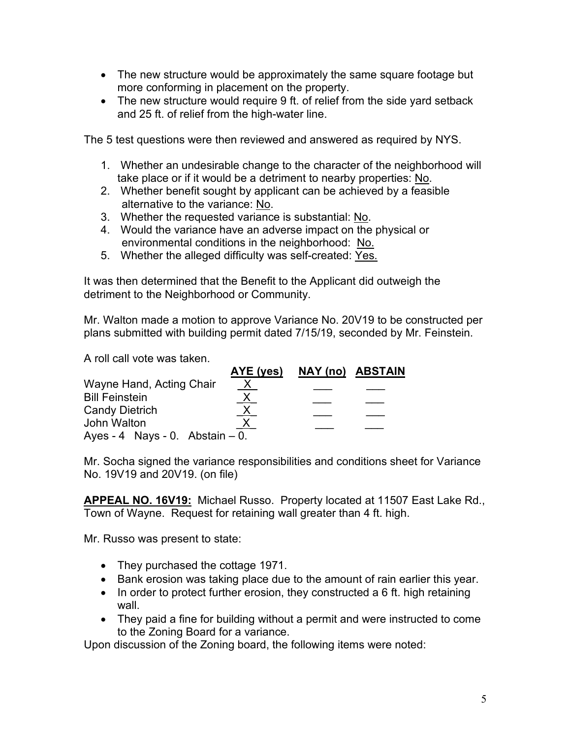- The new structure would be approximately the same square footage but more conforming in placement on the property.
- The new structure would require 9 ft. of relief from the side yard setback and 25 ft. of relief from the high-water line.

The 5 test questions were then reviewed and answered as required by NYS.

1. Whether an undesirable change to the character of the neighborhood will take place or if it would be a detriment to nearby properties: No.
2. Whether benefit sought by applicant can be achieved by a feasible alternative to the variance: No.
3. Whether the requested variance is substantial: No.
4. Would the variance have an adverse impact on the physical or environmental conditions in the neighborhood: No.
5. Whether the alleged difficulty was self-created: Yes.

It was then determined that the Benefit to the Applicant did outweigh the detriment to the Neighborhood or Community.

Mr. Walton made a motion to approve Variance No. 20V19 to be constructed per plans submitted with building permit dated 7/15/19, seconded by Mr. Feinstein.

A roll call vote was taken.

| | AYE (yes) | NAY (no) | ABSTAIN |
|---|---|---|---|
| Wayne Hand, Acting Chair | X | | |
| Bill Feinstein | X | | |
| Candy Dietrich | X | | |
| John Walton | X | | |

Ayes - 4 Nays - 0. Abstain – 0.

Mr. Socha signed the variance responsibilities and conditions sheet for Variance No. 19V19 and 20V19. (on file)

**APPEAL NO. 16V19:** Michael Russo. Property located at 11507 East Lake Rd., Town of Wayne. Request for retaining wall greater than 4 ft. high.

Mr. Russo was present to state:

- They purchased the cottage 1971.
- Bank erosion was taking place due to the amount of rain earlier this year.
- In order to protect further erosion, they constructed a 6 ft. high retaining wall.
- They paid a fine for building without a permit and were instructed to come to the Zoning Board for a variance.

Upon discussion of the Zoning board, the following items were noted: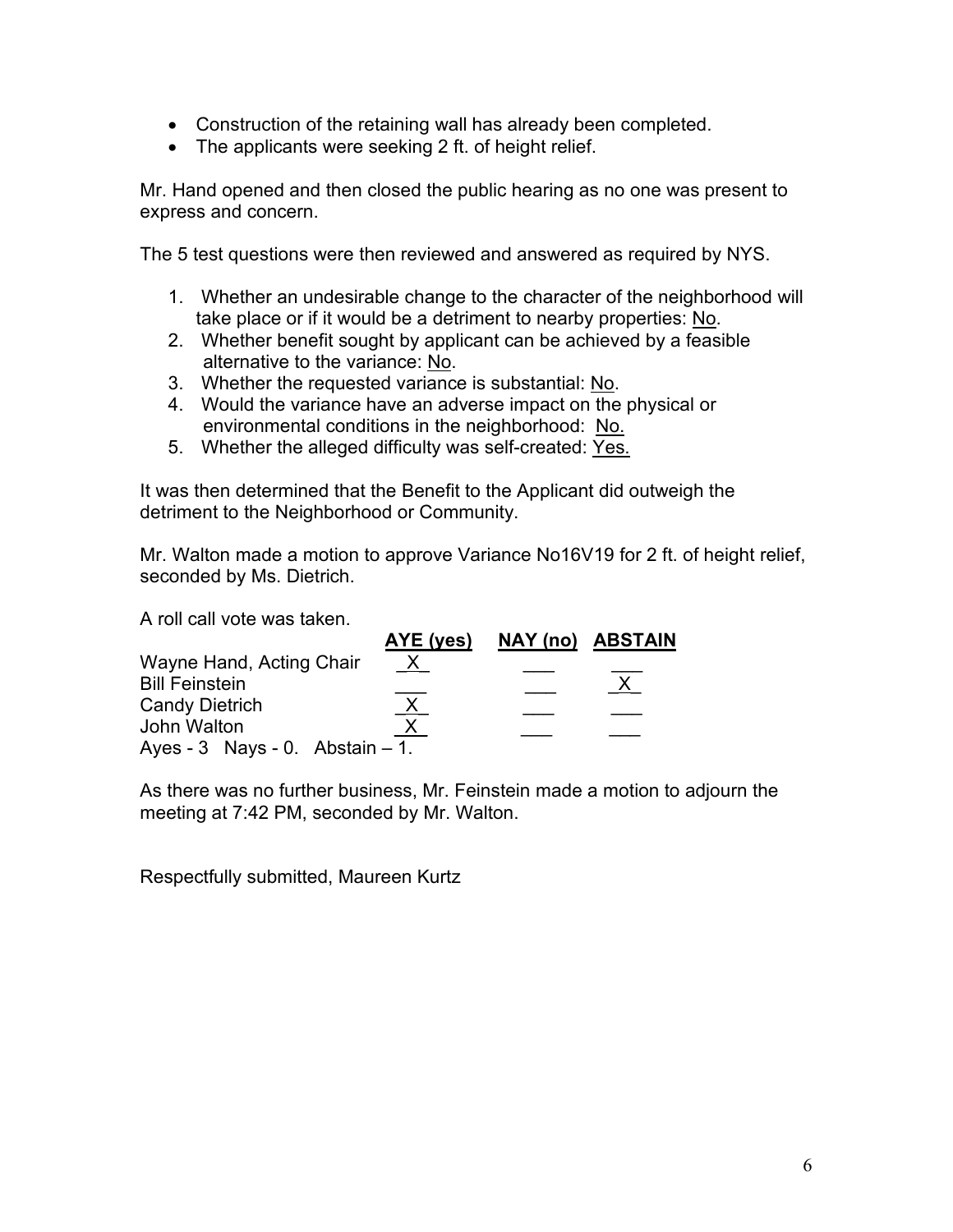- Construction of the retaining wall has already been completed.
- The applicants were seeking 2 ft. of height relief.

Mr. Hand opened and then closed the public hearing as no one was present to express and concern.

The 5 test questions were then reviewed and answered as required by NYS.

1. Whether an undesirable change to the character of the neighborhood will take place or if it would be a detriment to nearby properties: No.
2. Whether benefit sought by applicant can be achieved by a feasible alternative to the variance: No.
3. Whether the requested variance is substantial: No.
4. Would the variance have an adverse impact on the physical or environmental conditions in the neighborhood: No.
5. Whether the alleged difficulty was self-created: Yes.

It was then determined that the Benefit to the Applicant did outweigh the detriment to the Neighborhood or Community.

Mr. Walton made a motion to approve Variance No16V19 for 2 ft. of height relief, seconded by Ms. Dietrich.

A roll call vote was taken.

| | AYE (yes) | NAY (no) | ABSTAIN |
|---|---|---|---|
| Wayne Hand, Acting Chair | X | | |
| Bill Feinstein | | | X |
| Candy Dietrich | X | | |
| John Walton | X | | |

Ayes - 3 Nays - 0. Abstain – 1.

As there was no further business, Mr. Feinstein made a motion to adjourn the meeting at 7:42 PM, seconded by Mr. Walton.

Respectfully submitted, Maureen Kurtz